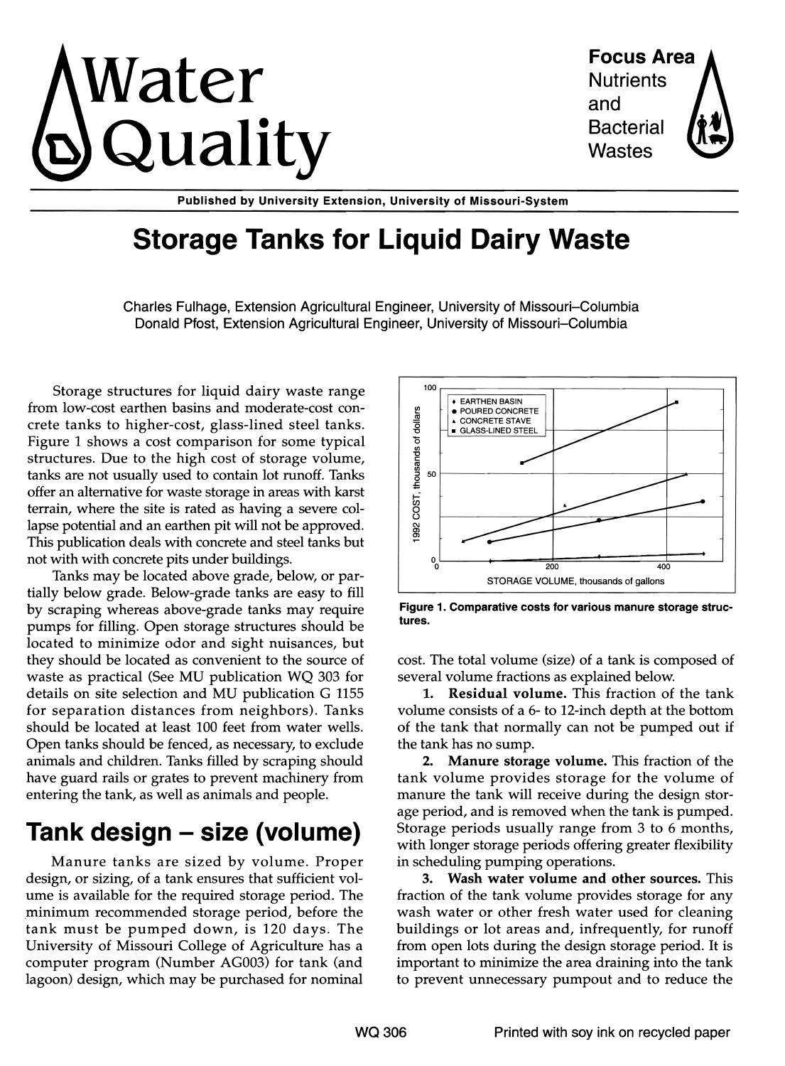# Water Quality

**Focus Area**
Nutrients and Bacterial Wastes

**Published by University Extension, University of Missouri-System**

# Storage Tanks for Liquid Dairy Waste

Charles Fulhage, Extension Agricultural Engineer, University of Missouri–Columbia
Donald Pfost, Extension Agricultural Engineer, University of Missouri–Columbia

Storage structures for liquid dairy waste range from low-cost earthen basins and moderate-cost concrete tanks to higher-cost, glass-lined steel tanks. Figure 1 shows a cost comparison for some typical structures. Due to the high cost of storage volume, tanks are not usually used to contain lot runoff. Tanks offer an alternative for waste storage in areas with karst terrain, where the site is rated as having a severe collapse potential and an earthen pit will not be approved. This publication deals with concrete and steel tanks but not with with concrete pits under buildings.

Tanks may be located above grade, below, or partially below grade. Below-grade tanks are easy to fill by scraping whereas above-grade tanks may require pumps for filling. Open storage structures should be located to minimize odor and sight nuisances, but they should be located as convenient to the source of waste as practical (See MU publication WQ 303 for details on site selection and MU publication G 1155 for separation distances from neighbors). Tanks should be located at least 100 feet from water wells. Open tanks should be fenced, as necessary, to exclude animals and children. Tanks filled by scraping should have guard rails or grates to prevent machinery from entering the tank, as well as animals and people.

**Figure 1. Comparative costs for various manure storage structures.**

## Tank design – size (volume)

Manure tanks are sized by volume. Proper design, or sizing, of a tank ensures that sufficient volume is available for the required storage period. The minimum recommended storage period, before the tank must be pumped down, is 120 days. The University of Missouri College of Agriculture has a computer program (Number AG003) for tank (and lagoon) design, which may be purchased for nominal cost. The total volume (size) of a tank is composed of several volume fractions as explained below.

1. **Residual volume.** This fraction of the tank volume consists of a 6- to 12-inch depth at the bottom of the tank that normally can not be pumped out if the tank has no sump.

2. **Manure storage volume.** This fraction of the tank volume provides storage for the volume of manure the tank will receive during the design storage period, and is removed when the tank is pumped. Storage periods usually range from 3 to 6 months, with longer storage periods offering greater flexibility in scheduling pumping operations.

3. **Wash water volume and other sources.** This fraction of the tank volume provides storage for any wash water or other fresh water used for cleaning buildings or lot areas and, infrequently, for runoff from open lots during the design storage period. It is important to minimize the area draining into the tank to prevent unnecessary pumpout and to reduce the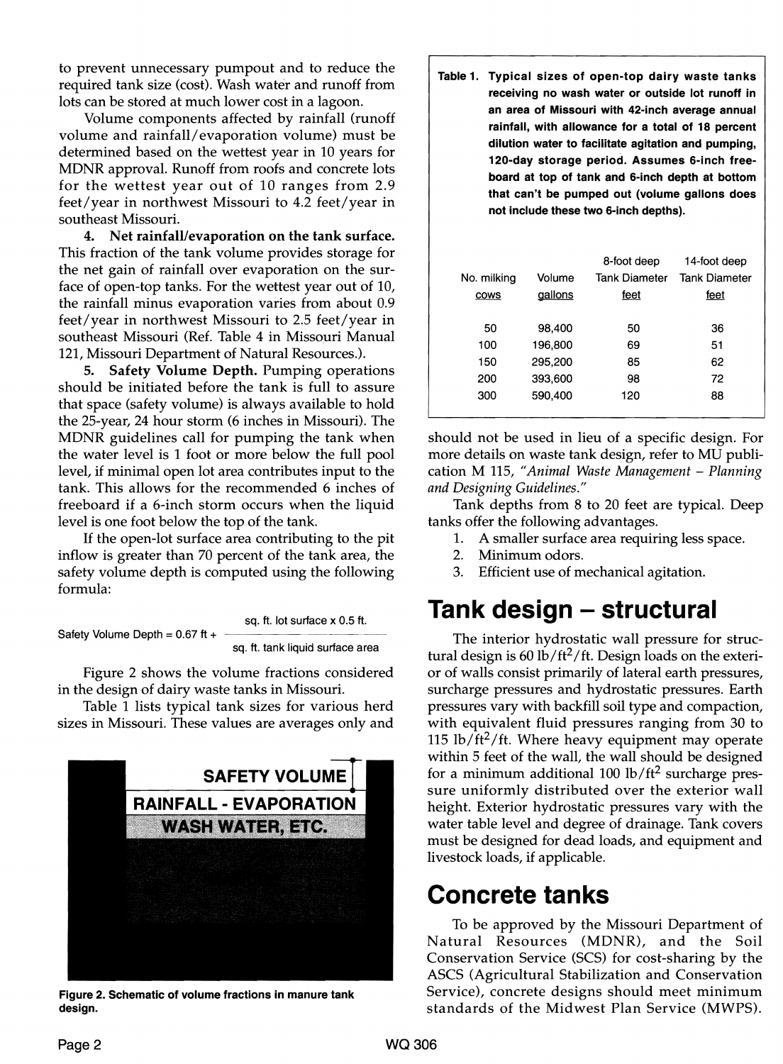to prevent unnecessary pumpout and to reduce the required tank size (cost). Wash water and runoff from lots can be stored at much lower cost in a lagoon.

Volume components affected by rainfall (runoff volume and rainfall/evaporation volume) must be determined based on the wettest year in 10 years for MDNR approval. Runoff from roofs and concrete lots for the wettest year out of 10 ranges from 2.9 feet/year in northwest Missouri to 4.2 feet/year in southeast Missouri.

**4. Net rainfall/evaporation on the tank surface.** This fraction of the tank volume provides storage for the net gain of rainfall over evaporation on the surface of open-top tanks. For the wettest year out of 10, the rainfall minus evaporation varies from about 0.9 feet/year in northwest Missouri to 2.5 feet/year in southeast Missouri (Ref. Table 4 in Missouri Manual 121, Missouri Department of Natural Resources.).

**5. Safety Volume Depth.** Pumping operations should be initiated before the tank is full to assure that space (safety volume) is always available to hold the 25-year, 24 hour storm (6 inches in Missouri). The MDNR guidelines call for pumping the tank when the water level is 1 foot or more below the full pool level, if minimal open lot area contributes input to the tank. This allows for the recommended 6 inches of freeboard if a 6-inch storm occurs when the liquid level is one foot below the top of the tank.

If the open-lot surface area contributing to the pit inflow is greater than 70 percent of the tank area, the safety volume depth is computed using the following formula:

$$\text{Safety Volume Depth} = 0.67\ \text{ft} + \frac{\text{sq. ft. lot surface} \times 0.5\ \text{ft.}}{\text{sq. ft. tank liquid surface area}}$$

Figure 2 shows the volume fractions considered in the design of dairy waste tanks in Missouri.

Table 1 lists typical tank sizes for various herd sizes in Missouri. These values are averages only and should not be used in lieu of a specific design. For more details on waste tank design, refer to MU publication M 115, *"Animal Waste Management – Planning and Designing Guidelines."*

SAFETY VOLUME
RAINFALL - EVAPORATION
WASH WATER, ETC.

**Figure 2. Schematic of volume fractions in manure tank design.**

**Table 1. Typical sizes of open-top dairy waste tanks receiving no wash water or outside lot runoff in an area of Missouri with 42-inch average annual rainfall, with allowance for a total of 18 percent dilution water to facilitate agitation and pumping, 120-day storage period. Assumes 6-inch freeboard at top of tank and 6-inch depth at bottom that can't be pumped out (volume gallons does not include these two 6-inch depths).**

| No. milking cows | Volume gallons | 8-foot deep Tank Diameter feet | 14-foot deep Tank Diameter feet |
|---|---|---|---|
| 50 | 98,400 | 50 | 36 |
| 100 | 196,800 | 69 | 51 |
| 150 | 295,200 | 85 | 62 |
| 200 | 393,600 | 98 | 72 |
| 300 | 590,400 | 120 | 88 |

Tank depths from 8 to 20 feet are typical. Deep tanks offer the following advantages.

1. A smaller surface area requiring less space.
2. Minimum odors.
3. Efficient use of mechanical agitation.

## Tank design – structural

The interior hydrostatic wall pressure for structural design is 60 lb/ft$^2$/ft. Design loads on the exterior of walls consist primarily of lateral earth pressures, surcharge pressures and hydrostatic pressures. Earth pressures vary with backfill soil type and compaction, with equivalent fluid pressures ranging from 30 to 115 lb/ft$^2$/ft. Where heavy equipment may operate within 5 feet of the wall, the wall should be designed for a minimum additional 100 lb/ft$^2$ surcharge pressure uniformly distributed over the exterior wall height. Exterior hydrostatic pressures vary with the water table level and degree of drainage. Tank covers must be designed for dead loads, and equipment and livestock loads, if applicable.

## Concrete tanks

To be approved by the Missouri Department of Natural Resources (MDNR), and the Soil Conservation Service (SCS) for cost-sharing by the ASCS (Agricultural Stabilization and Conservation Service), concrete designs should meet minimum standards of the Midwest Plan Service (MWPS).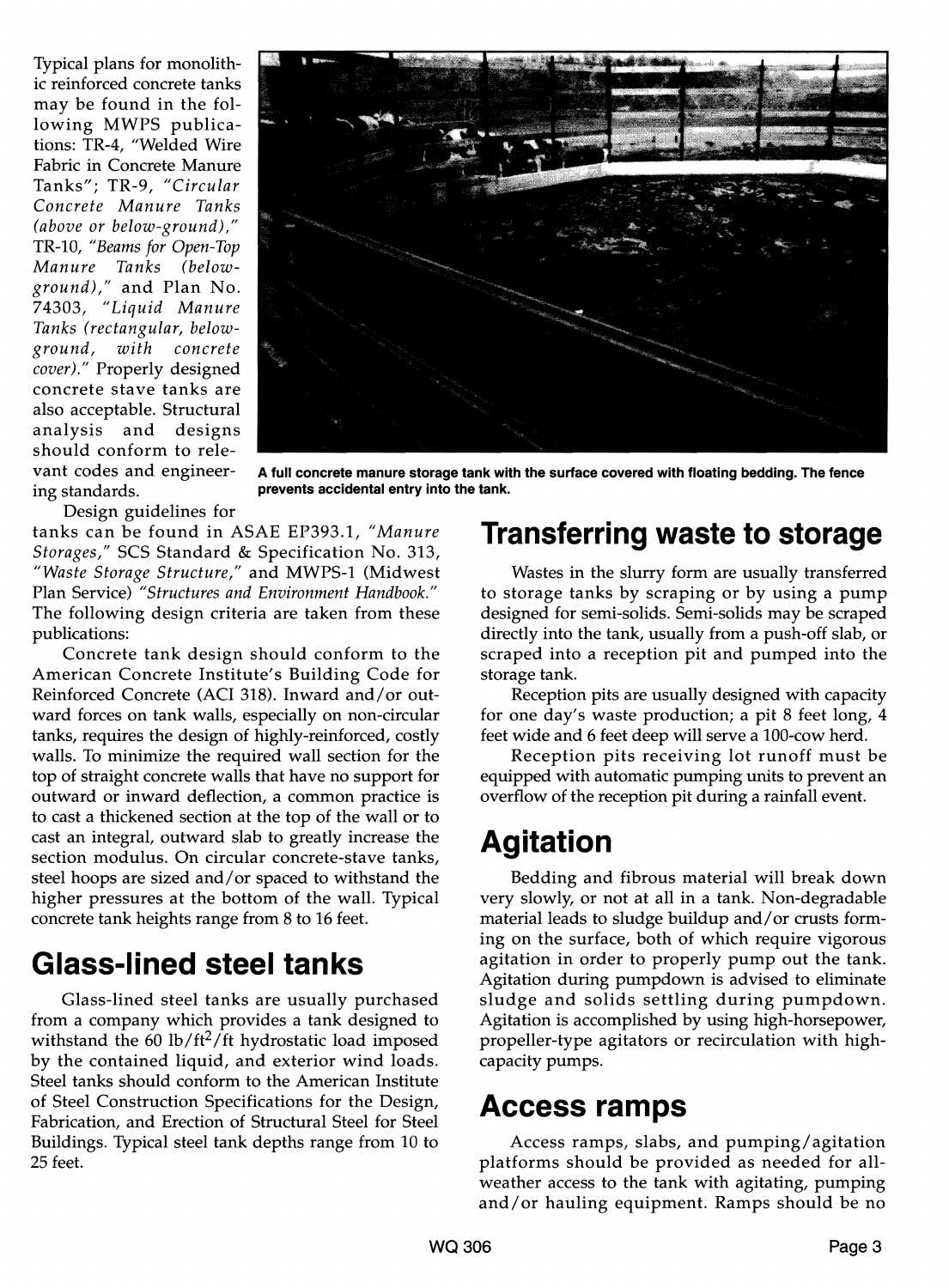Typical plans for monolithic reinforced concrete tanks may be found in the following MWPS publications: TR-4, "Welded Wire Fabric in Concrete Manure Tanks"; TR-9, *"Circular Concrete Manure Tanks (above or below-ground),"* TR-10, *"Beams for Open-Top Manure Tanks (below-ground),"* and Plan No. 74303, *"Liquid Manure Tanks (rectangular, below-ground, with concrete cover)."* Properly designed concrete stave tanks are also acceptable. Structural analysis and designs should conform to relevant codes and engineering standards.

**A full concrete manure storage tank with the surface covered with floating bedding. The fence prevents accidental entry into the tank.**

Design guidelines for tanks can be found in ASAE EP393.1, *"Manure Storages,"* SCS Standard & Specification No. 313, *"Waste Storage Structure,"* and MWPS-1 (Midwest Plan Service) *"Structures and Environment Handbook."* The following design criteria are taken from these publications:

Concrete tank design should conform to the American Concrete Institute's Building Code for Reinforced Concrete (ACI 318). Inward and/or outward forces on tank walls, especially on non-circular tanks, requires the design of highly-reinforced, costly walls. To minimize the required wall section for the top of straight concrete walls that have no support for outward or inward deflection, a common practice is to cast a thickened section at the top of the wall or to cast an integral, outward slab to greatly increase the section modulus. On circular concrete-stave tanks, steel hoops are sized and/or spaced to withstand the higher pressures at the bottom of the wall. Typical concrete tank heights range from 8 to 16 feet.

# Glass-lined steel tanks

Glass-lined steel tanks are usually purchased from a company which provides a tank designed to withstand the 60 $lb/ft^2/ft$ hydrostatic load imposed by the contained liquid, and exterior wind loads. Steel tanks should conform to the American Institute of Steel Construction Specifications for the Design, Fabrication, and Erection of Structural Steel for Steel Buildings. Typical steel tank depths range from 10 to 25 feet.

# Transferring waste to storage

Wastes in the slurry form are usually transferred to storage tanks by scraping or by using a pump designed for semi-solids. Semi-solids may be scraped directly into the tank, usually from a push-off slab, or scraped into a reception pit and pumped into the storage tank.

Reception pits are usually designed with capacity for one day's waste production; a pit 8 feet long, 4 feet wide and 6 feet deep will serve a 100-cow herd.

Reception pits receiving lot runoff must be equipped with automatic pumping units to prevent an overflow of the reception pit during a rainfall event.

# Agitation

Bedding and fibrous material will break down very slowly, or not at all in a tank. Non-degradable material leads to sludge buildup and/or crusts forming on the surface, both of which require vigorous agitation in order to properly pump out the tank. Agitation during pumpdown is advised to eliminate sludge and solids settling during pumpdown. Agitation is accomplished by using high-horsepower, propeller-type agitators or recirculation with high-capacity pumps.

# Access ramps

Access ramps, slabs, and pumping/agitation platforms should be provided as needed for all-weather access to the tank with agitating, pumping and/or hauling equipment. Ramps should be no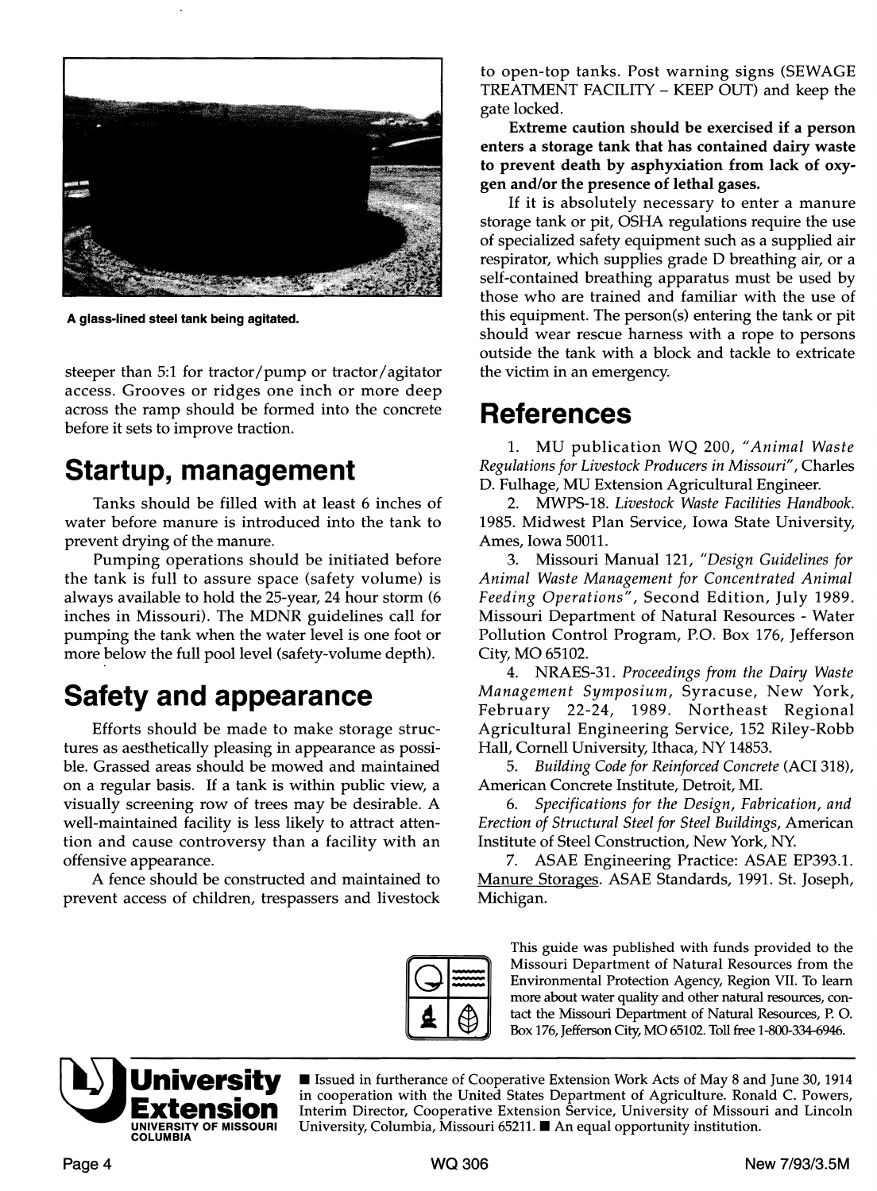A glass-lined steel tank being agitated.

steeper than 5:1 for tractor/pump or tractor/agitator access. Grooves or ridges one inch or more deep across the ramp should be formed into the concrete before it sets to improve traction.

## Startup, management

Tanks should be filled with at least 6 inches of water before manure is introduced into the tank to prevent drying of the manure.

Pumping operations should be initiated before the tank is full to assure space (safety volume) is always available to hold the 25-year, 24 hour storm (6 inches in Missouri). The MDNR guidelines call for pumping the tank when the water level is one foot or more below the full pool level (safety-volume depth).

## Safety and appearance

Efforts should be made to make storage structures as aesthetically pleasing in appearance as possible. Grassed areas should be mowed and maintained on a regular basis. If a tank is within public view, a visually screening row of trees may be desirable. A well-maintained facility is less likely to attract attention and cause controversy than a facility with an offensive appearance.

A fence should be constructed and maintained to prevent access of children, trespassers and livestock to open-top tanks. Post warning signs (SEWAGE TREATMENT FACILITY – KEEP OUT) and keep the gate locked.

**Extreme caution should be exercised if a person enters a storage tank that has contained dairy waste to prevent death by asphyxiation from lack of oxygen and/or the presence of lethal gases.**

If it is absolutely necessary to enter a manure storage tank or pit, OSHA regulations require the use of specialized safety equipment such as a supplied air respirator, which supplies grade D breathing air, or a self-contained breathing apparatus must be used by those who are trained and familiar with the use of this equipment. The person(s) entering the tank or pit should wear rescue harness with a rope to persons outside the tank with a block and tackle to extricate the victim in an emergency.

## References

1. MU publication WQ 200, *"Animal Waste Regulations for Livestock Producers in Missouri"*, Charles D. Fulhage, MU Extension Agricultural Engineer.
2. MWPS-18. *Livestock Waste Facilities Handbook.* 1985. Midwest Plan Service, Iowa State University, Ames, Iowa 50011.
3. Missouri Manual 121, *"Design Guidelines for Animal Waste Management for Concentrated Animal Feeding Operations"*, Second Edition, July 1989. Missouri Department of Natural Resources - Water Pollution Control Program, P.O. Box 176, Jefferson City, MO 65102.
4. NRAES-31. *Proceedings from the Dairy Waste Management Symposium*, Syracuse, New York, February 22-24, 1989. Northeast Regional Agricultural Engineering Service, 152 Riley-Robb Hall, Cornell University, Ithaca, NY 14853.
5. *Building Code for Reinforced Concrete* (ACI 318), American Concrete Institute, Detroit, MI.
6. *Specifications for the Design, Fabrication, and Erection of Structural Steel for Steel Buildings*, American Institute of Steel Construction, New York, NY.
7. ASAE Engineering Practice: ASAE EP393.1. Manure Storages. ASAE Standards, 1991. St. Joseph, Michigan.

This guide was published with funds provided to the Missouri Department of Natural Resources from the Environmental Protection Agency, Region VII. To learn more about water quality and other natural resources, contact the Missouri Department of Natural Resources, P. O. Box 176, Jefferson City, MO 65102. Toll free 1-800-334-6946.

**University Extension**
UNIVERSITY OF MISSOURI COLUMBIA

■ Issued in furtherance of Cooperative Extension Work Acts of May 8 and June 30, 1914 in cooperation with the United States Department of Agriculture. Ronald C. Powers, Interim Director, Cooperative Extension Service, University of Missouri and Lincoln University, Columbia, Missouri 65211. ■ An equal opportunity institution.

WQ 306

New 7/93/3.5M